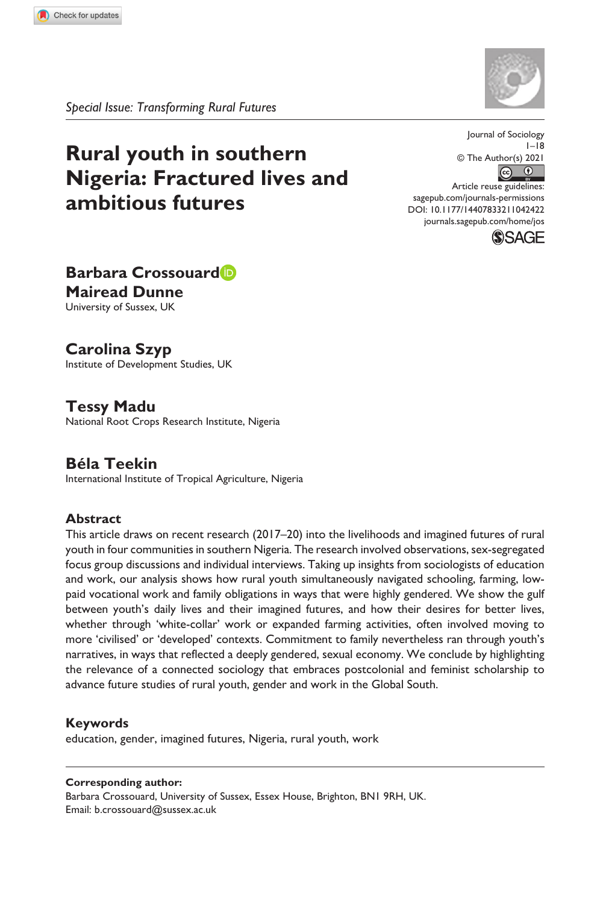*Special Issue: Transforming Rural Futures*

# Rural youth in southern Nigeria: Fractured lives and ambitious futures

Journal of Sociology
1–18
© The Author(s) 2021
Article reuse guidelines:
sagepub.com/journals-permissions
DOI: 10.1177/14407833211042422
journals.sagepub.com/home/jos

**Barbara Crossouard**
**Mairead Dunne**
University of Sussex, UK

**Carolina Szyp**
Institute of Development Studies, UK

**Tessy Madu**
National Root Crops Research Institute, Nigeria

**Béla Teekin**
International Institute of Tropical Agriculture, Nigeria

## Abstract

This article draws on recent research (2017–20) into the livelihoods and imagined futures of rural youth in four communities in southern Nigeria. The research involved observations, sex-segregated focus group discussions and individual interviews. Taking up insights from sociologists of education and work, our analysis shows how rural youth simultaneously navigated schooling, farming, low-paid vocational work and family obligations in ways that were highly gendered. We show the gulf between youth's daily lives and their imagined futures, and how their desires for better lives, whether through 'white-collar' work or expanded farming activities, often involved moving to more 'civilised' or 'developed' contexts. Commitment to family nevertheless ran through youth's narratives, in ways that reflected a deeply gendered, sexual economy. We conclude by highlighting the relevance of a connected sociology that embraces postcolonial and feminist scholarship to advance future studies of rural youth, gender and work in the Global South.

## Keywords

education, gender, imagined futures, Nigeria, rural youth, work

---

**Corresponding author:**
Barbara Crossouard, University of Sussex, Essex House, Brighton, BN1 9RH, UK.
Email: b.crossouard@sussex.ac.uk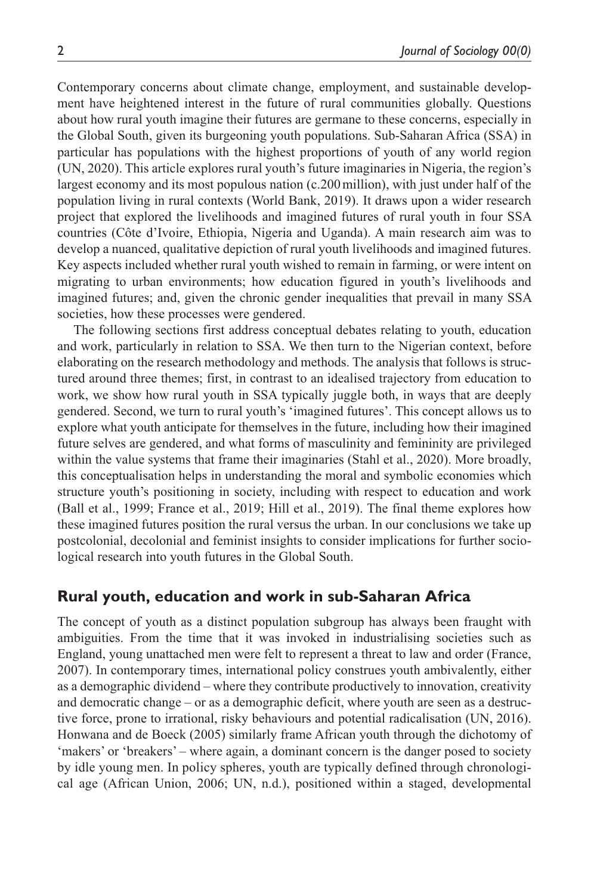Contemporary concerns about climate change, employment, and sustainable development have heightened interest in the future of rural communities globally. Questions about how rural youth imagine their futures are germane to these concerns, especially in the Global South, given its burgeoning youth populations. Sub-Saharan Africa (SSA) in particular has populations with the highest proportions of youth of any world region (UN, 2020). This article explores rural youth's future imaginaries in Nigeria, the region's largest economy and its most populous nation (c.200 million), with just under half of the population living in rural contexts (World Bank, 2019). It draws upon a wider research project that explored the livelihoods and imagined futures of rural youth in four SSA countries (Côte d'Ivoire, Ethiopia, Nigeria and Uganda). A main research aim was to develop a nuanced, qualitative depiction of rural youth livelihoods and imagined futures. Key aspects included whether rural youth wished to remain in farming, or were intent on migrating to urban environments; how education figured in youth's livelihoods and imagined futures; and, given the chronic gender inequalities that prevail in many SSA societies, how these processes were gendered.

The following sections first address conceptual debates relating to youth, education and work, particularly in relation to SSA. We then turn to the Nigerian context, before elaborating on the research methodology and methods. The analysis that follows is structured around three themes; first, in contrast to an idealised trajectory from education to work, we show how rural youth in SSA typically juggle both, in ways that are deeply gendered. Second, we turn to rural youth's 'imagined futures'. This concept allows us to explore what youth anticipate for themselves in the future, including how their imagined future selves are gendered, and what forms of masculinity and femininity are privileged within the value systems that frame their imaginaries (Stahl et al., 2020). More broadly, this conceptualisation helps in understanding the moral and symbolic economies which structure youth's positioning in society, including with respect to education and work (Ball et al., 1999; France et al., 2019; Hill et al., 2019). The final theme explores how these imagined futures position the rural versus the urban. In our conclusions we take up postcolonial, decolonial and feminist insights to consider implications for further sociological research into youth futures in the Global South.

## Rural youth, education and work in sub-Saharan Africa

The concept of youth as a distinct population subgroup has always been fraught with ambiguities. From the time that it was invoked in industrialising societies such as England, young unattached men were felt to represent a threat to law and order (France, 2007). In contemporary times, international policy construes youth ambivalently, either as a demographic dividend – where they contribute productively to innovation, creativity and democratic change – or as a demographic deficit, where youth are seen as a destructive force, prone to irrational, risky behaviours and potential radicalisation (UN, 2016). Honwana and de Boeck (2005) similarly frame African youth through the dichotomy of 'makers' or 'breakers' – where again, a dominant concern is the danger posed to society by idle young men. In policy spheres, youth are typically defined through chronological age (African Union, 2006; UN, n.d.), positioned within a staged, developmental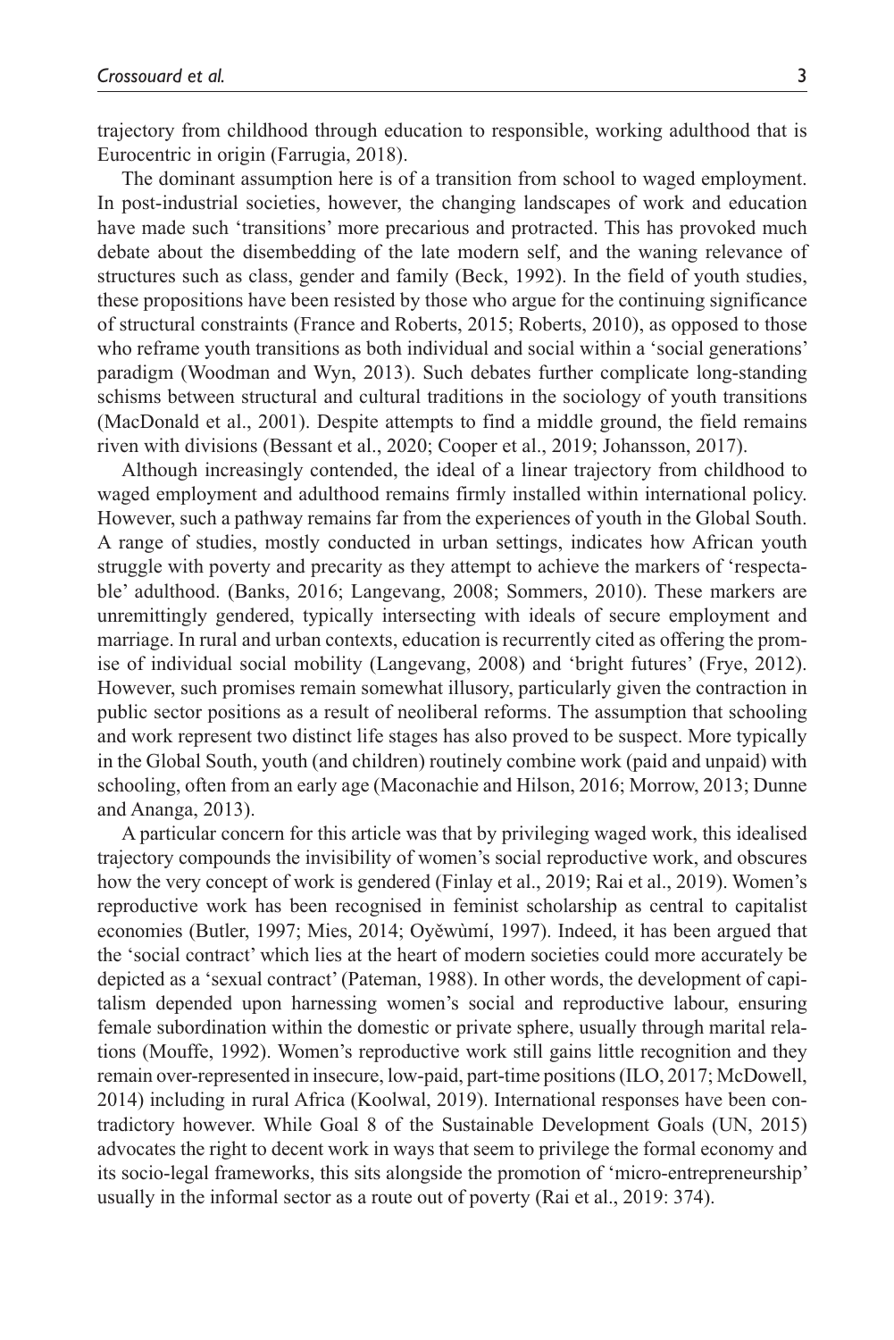trajectory from childhood through education to responsible, working adulthood that is Eurocentric in origin (Farrugia, 2018).

The dominant assumption here is of a transition from school to waged employment. In post-industrial societies, however, the changing landscapes of work and education have made such 'transitions' more precarious and protracted. This has provoked much debate about the disembedding of the late modern self, and the waning relevance of structures such as class, gender and family (Beck, 1992). In the field of youth studies, these propositions have been resisted by those who argue for the continuing significance of structural constraints (France and Roberts, 2015; Roberts, 2010), as opposed to those who reframe youth transitions as both individual and social within a 'social generations' paradigm (Woodman and Wyn, 2013). Such debates further complicate long-standing schisms between structural and cultural traditions in the sociology of youth transitions (MacDonald et al., 2001). Despite attempts to find a middle ground, the field remains riven with divisions (Bessant et al., 2020; Cooper et al., 2019; Johansson, 2017).

Although increasingly contended, the ideal of a linear trajectory from childhood to waged employment and adulthood remains firmly installed within international policy. However, such a pathway remains far from the experiences of youth in the Global South. A range of studies, mostly conducted in urban settings, indicates how African youth struggle with poverty and precarity as they attempt to achieve the markers of 'respectable' adulthood. (Banks, 2016; Langevang, 2008; Sommers, 2010). These markers are unremittingly gendered, typically intersecting with ideals of secure employment and marriage. In rural and urban contexts, education is recurrently cited as offering the promise of individual social mobility (Langevang, 2008) and 'bright futures' (Frye, 2012). However, such promises remain somewhat illusory, particularly given the contraction in public sector positions as a result of neoliberal reforms. The assumption that schooling and work represent two distinct life stages has also proved to be suspect. More typically in the Global South, youth (and children) routinely combine work (paid and unpaid) with schooling, often from an early age (Maconachie and Hilson, 2016; Morrow, 2013; Dunne and Ananga, 2013).

A particular concern for this article was that by privileging waged work, this idealised trajectory compounds the invisibility of women's social reproductive work, and obscures how the very concept of work is gendered (Finlay et al., 2019; Rai et al., 2019). Women's reproductive work has been recognised in feminist scholarship as central to capitalist economies (Butler, 1997; Mies, 2014; Oyěwùmí, 1997). Indeed, it has been argued that the 'social contract' which lies at the heart of modern societies could more accurately be depicted as a 'sexual contract' (Pateman, 1988). In other words, the development of capitalism depended upon harnessing women's social and reproductive labour, ensuring female subordination within the domestic or private sphere, usually through marital relations (Mouffe, 1992). Women's reproductive work still gains little recognition and they remain over-represented in insecure, low-paid, part-time positions (ILO, 2017; McDowell, 2014) including in rural Africa (Koolwal, 2019). International responses have been contradictory however. While Goal 8 of the Sustainable Development Goals (UN, 2015) advocates the right to decent work in ways that seem to privilege the formal economy and its socio-legal frameworks, this sits alongside the promotion of 'micro-entrepreneurship' usually in the informal sector as a route out of poverty (Rai et al., 2019: 374).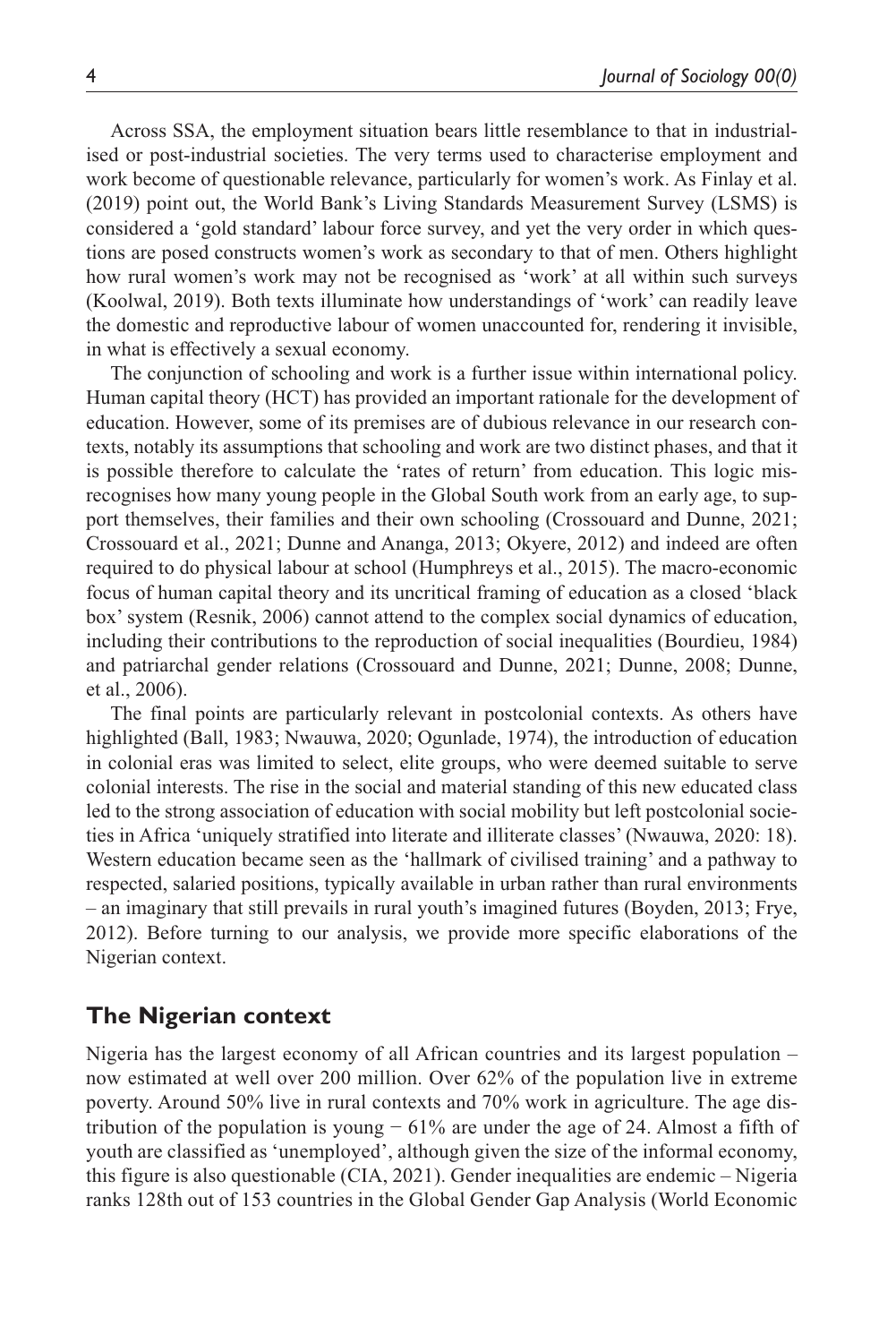Across SSA, the employment situation bears little resemblance to that in industrialised or post-industrial societies. The very terms used to characterise employment and work become of questionable relevance, particularly for women's work. As Finlay et al. (2019) point out, the World Bank's Living Standards Measurement Survey (LSMS) is considered a 'gold standard' labour force survey, and yet the very order in which questions are posed constructs women's work as secondary to that of men. Others highlight how rural women's work may not be recognised as 'work' at all within such surveys (Koolwal, 2019). Both texts illuminate how understandings of 'work' can readily leave the domestic and reproductive labour of women unaccounted for, rendering it invisible, in what is effectively a sexual economy.

The conjunction of schooling and work is a further issue within international policy. Human capital theory (HCT) has provided an important rationale for the development of education. However, some of its premises are of dubious relevance in our research contexts, notably its assumptions that schooling and work are two distinct phases, and that it is possible therefore to calculate the 'rates of return' from education. This logic misrecognises how many young people in the Global South work from an early age, to support themselves, their families and their own schooling (Crossouard and Dunne, 2021; Crossouard et al., 2021; Dunne and Ananga, 2013; Okyere, 2012) and indeed are often required to do physical labour at school (Humphreys et al., 2015). The macro-economic focus of human capital theory and its uncritical framing of education as a closed 'black box' system (Resnik, 2006) cannot attend to the complex social dynamics of education, including their contributions to the reproduction of social inequalities (Bourdieu, 1984) and patriarchal gender relations (Crossouard and Dunne, 2021; Dunne, 2008; Dunne, et al., 2006).

The final points are particularly relevant in postcolonial contexts. As others have highlighted (Ball, 1983; Nwauwa, 2020; Ogunlade, 1974), the introduction of education in colonial eras was limited to select, elite groups, who were deemed suitable to serve colonial interests. The rise in the social and material standing of this new educated class led to the strong association of education with social mobility but left postcolonial societies in Africa 'uniquely stratified into literate and illiterate classes' (Nwauwa, 2020: 18). Western education became seen as the 'hallmark of civilised training' and a pathway to respected, salaried positions, typically available in urban rather than rural environments – an imaginary that still prevails in rural youth's imagined futures (Boyden, 2013; Frye, 2012). Before turning to our analysis, we provide more specific elaborations of the Nigerian context.

## The Nigerian context

Nigeria has the largest economy of all African countries and its largest population – now estimated at well over 200 million. Over 62% of the population live in extreme poverty. Around 50% live in rural contexts and 70% work in agriculture. The age distribution of the population is young − 61% are under the age of 24. Almost a fifth of youth are classified as 'unemployed', although given the size of the informal economy, this figure is also questionable (CIA, 2021). Gender inequalities are endemic – Nigeria ranks 128th out of 153 countries in the Global Gender Gap Analysis (World Economic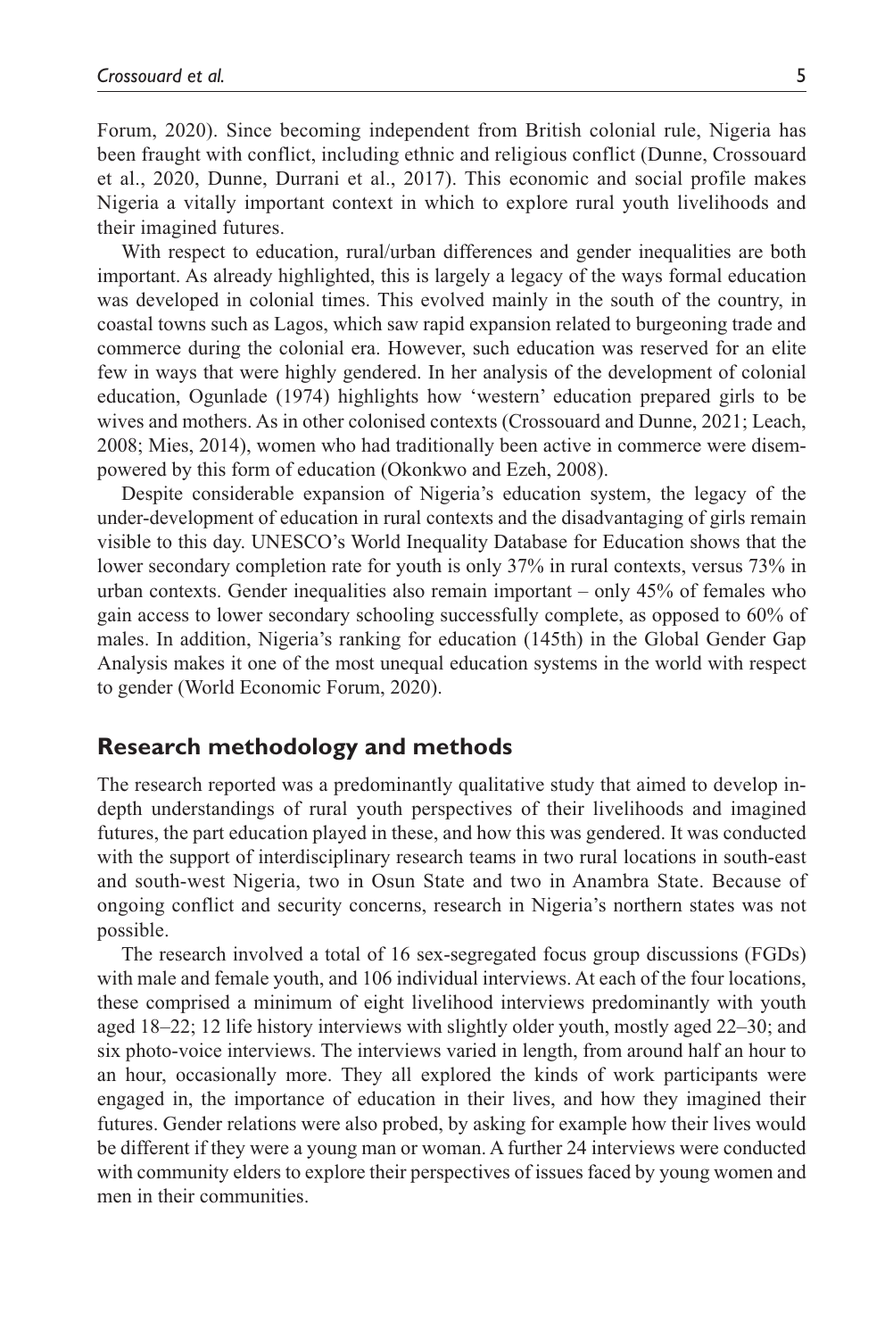Forum, 2020). Since becoming independent from British colonial rule, Nigeria has been fraught with conflict, including ethnic and religious conflict (Dunne, Crossouard et al., 2020, Dunne, Durrani et al., 2017). This economic and social profile makes Nigeria a vitally important context in which to explore rural youth livelihoods and their imagined futures.

With respect to education, rural/urban differences and gender inequalities are both important. As already highlighted, this is largely a legacy of the ways formal education was developed in colonial times. This evolved mainly in the south of the country, in coastal towns such as Lagos, which saw rapid expansion related to burgeoning trade and commerce during the colonial era. However, such education was reserved for an elite few in ways that were highly gendered. In her analysis of the development of colonial education, Ogunlade (1974) highlights how 'western' education prepared girls to be wives and mothers. As in other colonised contexts (Crossouard and Dunne, 2021; Leach, 2008; Mies, 2014), women who had traditionally been active in commerce were disempowered by this form of education (Okonkwo and Ezeh, 2008).

Despite considerable expansion of Nigeria's education system, the legacy of the under-development of education in rural contexts and the disadvantaging of girls remain visible to this day. UNESCO's World Inequality Database for Education shows that the lower secondary completion rate for youth is only 37% in rural contexts, versus 73% in urban contexts. Gender inequalities also remain important – only 45% of females who gain access to lower secondary schooling successfully complete, as opposed to 60% of males. In addition, Nigeria's ranking for education (145th) in the Global Gender Gap Analysis makes it one of the most unequal education systems in the world with respect to gender (World Economic Forum, 2020).

## Research methodology and methods

The research reported was a predominantly qualitative study that aimed to develop in-depth understandings of rural youth perspectives of their livelihoods and imagined futures, the part education played in these, and how this was gendered. It was conducted with the support of interdisciplinary research teams in two rural locations in south-east and south-west Nigeria, two in Osun State and two in Anambra State. Because of ongoing conflict and security concerns, research in Nigeria's northern states was not possible.

The research involved a total of 16 sex-segregated focus group discussions (FGDs) with male and female youth, and 106 individual interviews. At each of the four locations, these comprised a minimum of eight livelihood interviews predominantly with youth aged 18–22; 12 life history interviews with slightly older youth, mostly aged 22–30; and six photo-voice interviews. The interviews varied in length, from around half an hour to an hour, occasionally more. They all explored the kinds of work participants were engaged in, the importance of education in their lives, and how they imagined their futures. Gender relations were also probed, by asking for example how their lives would be different if they were a young man or woman. A further 24 interviews were conducted with community elders to explore their perspectives of issues faced by young women and men in their communities.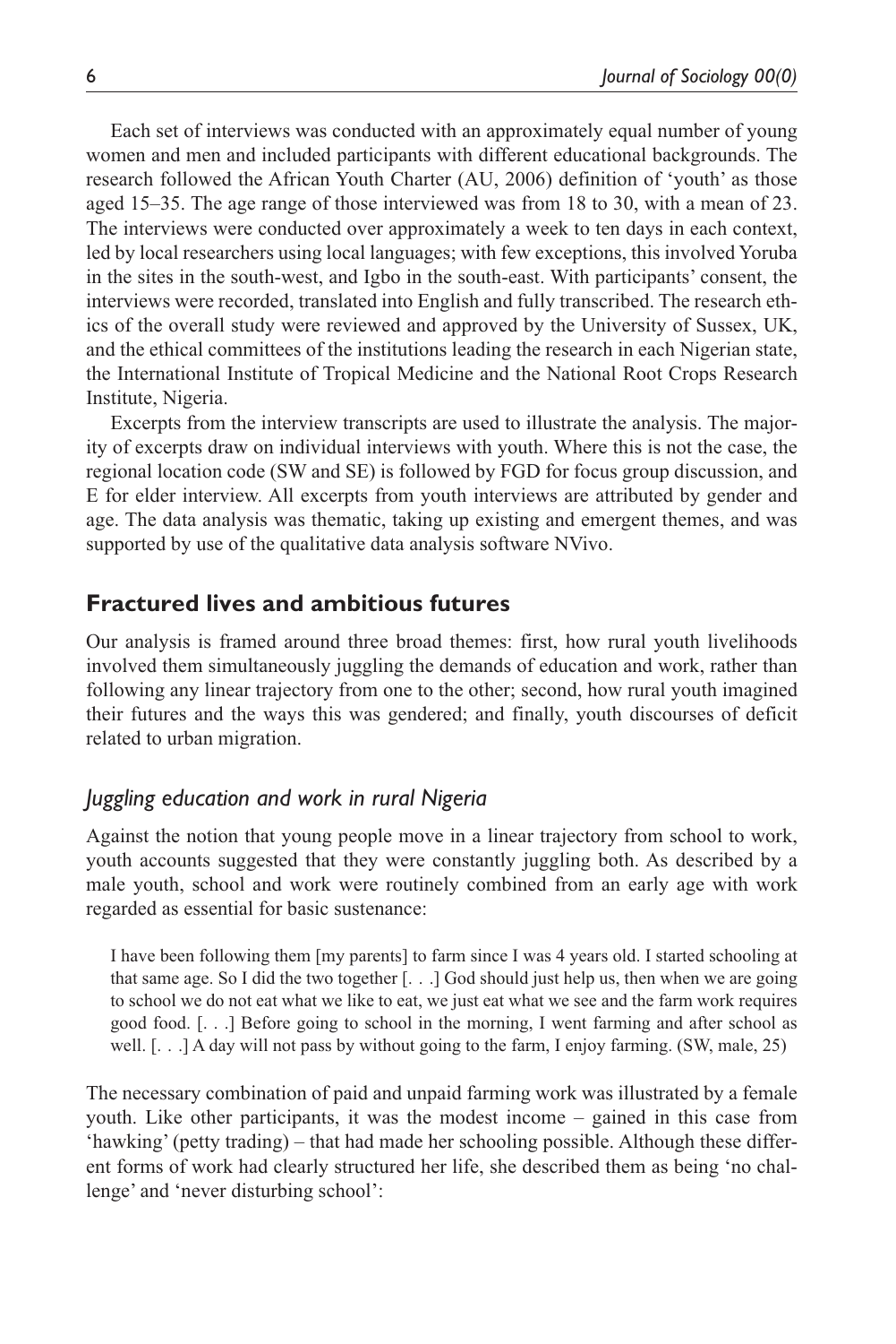Each set of interviews was conducted with an approximately equal number of young women and men and included participants with different educational backgrounds. The research followed the African Youth Charter (AU, 2006) definition of 'youth' as those aged 15–35. The age range of those interviewed was from 18 to 30, with a mean of 23. The interviews were conducted over approximately a week to ten days in each context, led by local researchers using local languages; with few exceptions, this involved Yoruba in the sites in the south-west, and Igbo in the south-east. With participants' consent, the interviews were recorded, translated into English and fully transcribed. The research ethics of the overall study were reviewed and approved by the University of Sussex, UK, and the ethical committees of the institutions leading the research in each Nigerian state, the International Institute of Tropical Medicine and the National Root Crops Research Institute, Nigeria.

Excerpts from the interview transcripts are used to illustrate the analysis. The majority of excerpts draw on individual interviews with youth. Where this is not the case, the regional location code (SW and SE) is followed by FGD for focus group discussion, and E for elder interview. All excerpts from youth interviews are attributed by gender and age. The data analysis was thematic, taking up existing and emergent themes, and was supported by use of the qualitative data analysis software NVivo.

## Fractured lives and ambitious futures

Our analysis is framed around three broad themes: first, how rural youth livelihoods involved them simultaneously juggling the demands of education and work, rather than following any linear trajectory from one to the other; second, how rural youth imagined their futures and the ways this was gendered; and finally, youth discourses of deficit related to urban migration.

### *Juggling education and work in rural Nigeria*

Against the notion that young people move in a linear trajectory from school to work, youth accounts suggested that they were constantly juggling both. As described by a male youth, school and work were routinely combined from an early age with work regarded as essential for basic sustenance:

> I have been following them [my parents] to farm since I was 4 years old. I started schooling at that same age. So I did the two together [. . .] God should just help us, then when we are going to school we do not eat what we like to eat, we just eat what we see and the farm work requires good food. [. . .] Before going to school in the morning, I went farming and after school as well. [. . .] A day will not pass by without going to the farm, I enjoy farming. (SW, male, 25)

The necessary combination of paid and unpaid farming work was illustrated by a female youth. Like other participants, it was the modest income – gained in this case from 'hawking' (petty trading) – that had made her schooling possible. Although these different forms of work had clearly structured her life, she described them as being 'no challenge' and 'never disturbing school':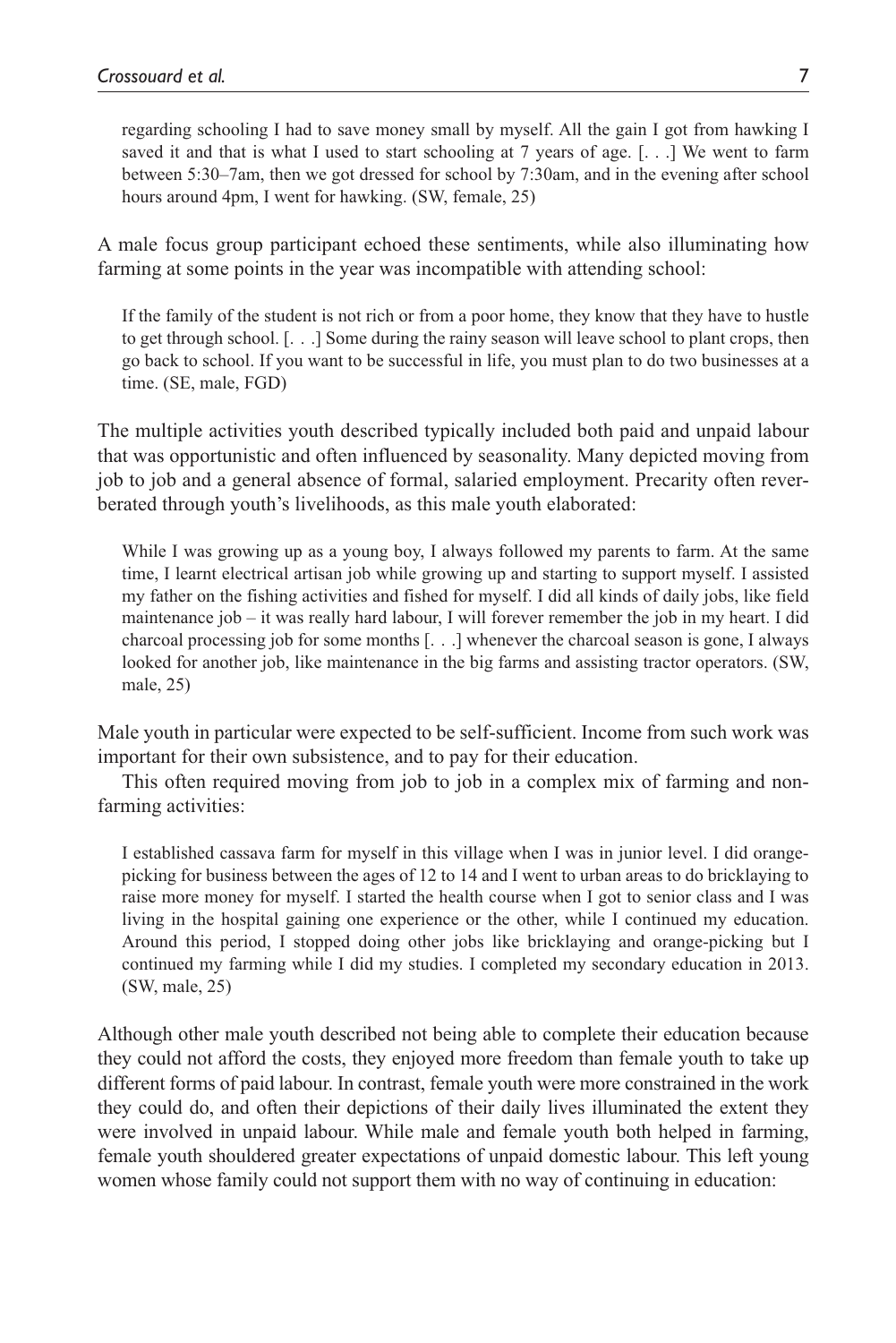> regarding schooling I had to save money small by myself. All the gain I got from hawking I saved it and that is what I used to start schooling at 7 years of age. [. . .] We went to farm between 5:30–7am, then we got dressed for school by 7:30am, and in the evening after school hours around 4pm, I went for hawking. (SW, female, 25)

A male focus group participant echoed these sentiments, while also illuminating how farming at some points in the year was incompatible with attending school:

> If the family of the student is not rich or from a poor home, they know that they have to hustle to get through school. [. . .] Some during the rainy season will leave school to plant crops, then go back to school. If you want to be successful in life, you must plan to do two businesses at a time. (SE, male, FGD)

The multiple activities youth described typically included both paid and unpaid labour that was opportunistic and often influenced by seasonality. Many depicted moving from job to job and a general absence of formal, salaried employment. Precarity often reverberated through youth's livelihoods, as this male youth elaborated:

> While I was growing up as a young boy, I always followed my parents to farm. At the same time, I learnt electrical artisan job while growing up and starting to support myself. I assisted my father on the fishing activities and fished for myself. I did all kinds of daily jobs, like field maintenance job – it was really hard labour, I will forever remember the job in my heart. I did charcoal processing job for some months [. . .] whenever the charcoal season is gone, I always looked for another job, like maintenance in the big farms and assisting tractor operators. (SW, male, 25)

Male youth in particular were expected to be self-sufficient. Income from such work was important for their own subsistence, and to pay for their education.

This often required moving from job to job in a complex mix of farming and non-farming activities:

> I established cassava farm for myself in this village when I was in junior level. I did orange-picking for business between the ages of 12 to 14 and I went to urban areas to do bricklaying to raise more money for myself. I started the health course when I got to senior class and I was living in the hospital gaining one experience or the other, while I continued my education. Around this period, I stopped doing other jobs like bricklaying and orange-picking but I continued my farming while I did my studies. I completed my secondary education in 2013. (SW, male, 25)

Although other male youth described not being able to complete their education because they could not afford the costs, they enjoyed more freedom than female youth to take up different forms of paid labour. In contrast, female youth were more constrained in the work they could do, and often their depictions of their daily lives illuminated the extent they were involved in unpaid labour. While male and female youth both helped in farming, female youth shouldered greater expectations of unpaid domestic labour. This left young women whose family could not support them with no way of continuing in education: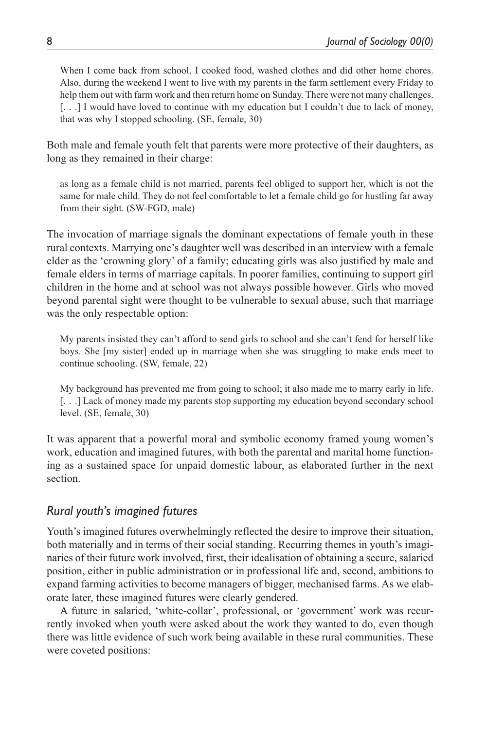> When I come back from school, I cooked food, washed clothes and did other home chores. Also, during the weekend I went to live with my parents in the farm settlement every Friday to help them out with farm work and then return home on Sunday. There were not many challenges. [. . .] I would have loved to continue with my education but I couldn't due to lack of money, that was why I stopped schooling. (SE, female, 30)

Both male and female youth felt that parents were more protective of their daughters, as long as they remained in their charge:

> as long as a female child is not married, parents feel obliged to support her, which is not the same for male child. They do not feel comfortable to let a female child go for hustling far away from their sight. (SW-FGD, male)

The invocation of marriage signals the dominant expectations of female youth in these rural contexts. Marrying one's daughter well was described in an interview with a female elder as the 'crowning glory' of a family; educating girls was also justified by male and female elders in terms of marriage capitals. In poorer families, continuing to support girl children in the home and at school was not always possible however. Girls who moved beyond parental sight were thought to be vulnerable to sexual abuse, such that marriage was the only respectable option:

> My parents insisted they can't afford to send girls to school and she can't fend for herself like boys. She [my sister] ended up in marriage when she was struggling to make ends meet to continue schooling. (SW, female, 22)

> My background has prevented me from going to school; it also made me to marry early in life. [. . .] Lack of money made my parents stop supporting my education beyond secondary school level. (SE, female, 30)

It was apparent that a powerful moral and symbolic economy framed young women's work, education and imagined futures, with both the parental and marital home functioning as a sustained space for unpaid domestic labour, as elaborated further in the next section.

### *Rural youth's imagined futures*

Youth's imagined futures overwhelmingly reflected the desire to improve their situation, both materially and in terms of their social standing. Recurring themes in youth's imaginaries of their future work involved, first, their idealisation of obtaining a secure, salaried position, either in public administration or in professional life and, second, ambitions to expand farming activities to become managers of bigger, mechanised farms. As we elaborate later, these imagined futures were clearly gendered.

A future in salaried, 'white-collar', professional, or 'government' work was recurrently invoked when youth were asked about the work they wanted to do, even though there was little evidence of such work being available in these rural communities. These were coveted positions: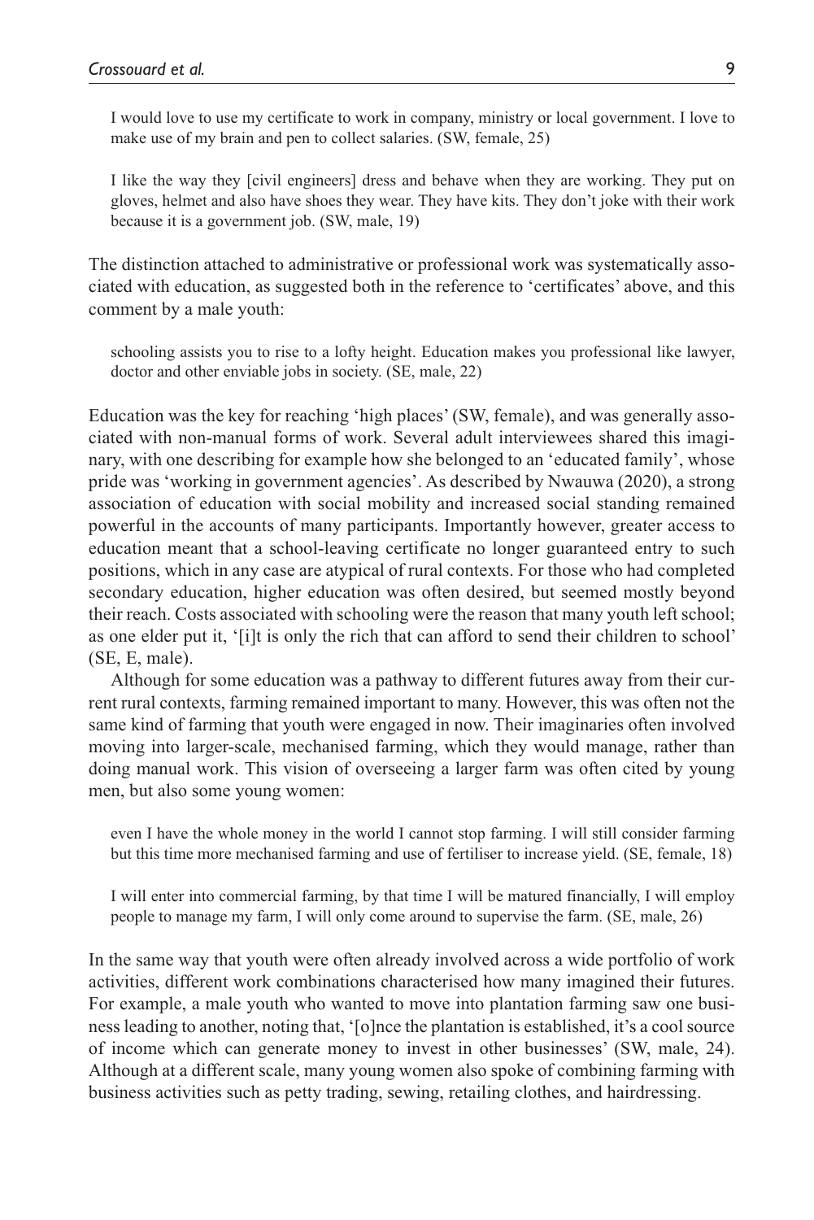> I would love to use my certificate to work in company, ministry or local government. I love to make use of my brain and pen to collect salaries. (SW, female, 25)

> I like the way they [civil engineers] dress and behave when they are working. They put on gloves, helmet and also have shoes they wear. They have kits. They don't joke with their work because it is a government job. (SW, male, 19)

The distinction attached to administrative or professional work was systematically associated with education, as suggested both in the reference to 'certificates' above, and this comment by a male youth:

> schooling assists you to rise to a lofty height. Education makes you professional like lawyer, doctor and other enviable jobs in society. (SE, male, 22)

Education was the key for reaching 'high places' (SW, female), and was generally associated with non-manual forms of work. Several adult interviewees shared this imaginary, with one describing for example how she belonged to an 'educated family', whose pride was 'working in government agencies'. As described by Nwauwa (2020), a strong association of education with social mobility and increased social standing remained powerful in the accounts of many participants. Importantly however, greater access to education meant that a school-leaving certificate no longer guaranteed entry to such positions, which in any case are atypical of rural contexts. For those who had completed secondary education, higher education was often desired, but seemed mostly beyond their reach. Costs associated with schooling were the reason that many youth left school; as one elder put it, '[i]t is only the rich that can afford to send their children to school' (SE, E, male).

Although for some education was a pathway to different futures away from their current rural contexts, farming remained important to many. However, this was often not the same kind of farming that youth were engaged in now. Their imaginaries often involved moving into larger-scale, mechanised farming, which they would manage, rather than doing manual work. This vision of overseeing a larger farm was often cited by young men, but also some young women:

> even I have the whole money in the world I cannot stop farming. I will still consider farming but this time more mechanised farming and use of fertiliser to increase yield. (SE, female, 18)

> I will enter into commercial farming, by that time I will be matured financially, I will employ people to manage my farm, I will only come around to supervise the farm. (SE, male, 26)

In the same way that youth were often already involved across a wide portfolio of work activities, different work combinations characterised how many imagined their futures. For example, a male youth who wanted to move into plantation farming saw one business leading to another, noting that, '[o]nce the plantation is established, it's a cool source of income which can generate money to invest in other businesses' (SW, male, 24). Although at a different scale, many young women also spoke of combining farming with business activities such as petty trading, sewing, retailing clothes, and hairdressing.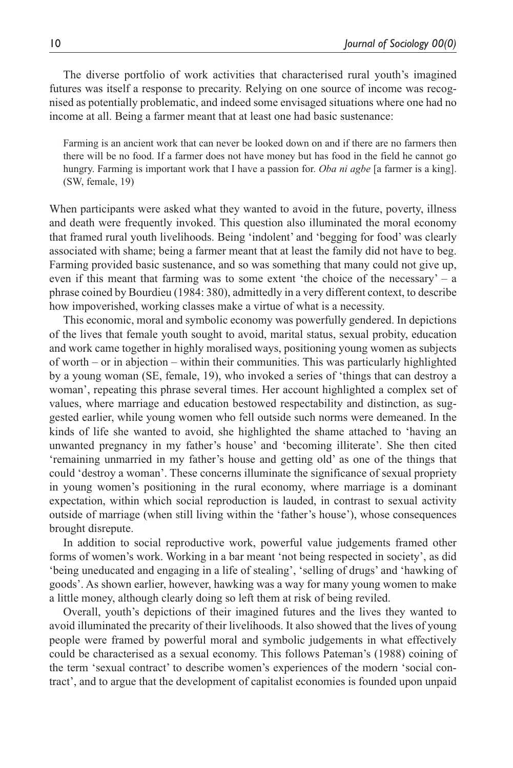The diverse portfolio of work activities that characterised rural youth's imagined futures was itself a response to precarity. Relying on one source of income was recognised as potentially problematic, and indeed some envisaged situations where one had no income at all. Being a farmer meant that at least one had basic sustenance:

> Farming is an ancient work that can never be looked down on and if there are no farmers then there will be no food. If a farmer does not have money but has food in the field he cannot go hungry. Farming is important work that I have a passion for. *Oba ni agbe* [a farmer is a king]. (SW, female, 19)

When participants were asked what they wanted to avoid in the future, poverty, illness and death were frequently invoked. This question also illuminated the moral economy that framed rural youth livelihoods. Being 'indolent' and 'begging for food' was clearly associated with shame; being a farmer meant that at least the family did not have to beg. Farming provided basic sustenance, and so was something that many could not give up, even if this meant that farming was to some extent 'the choice of the necessary' – a phrase coined by Bourdieu (1984: 380), admittedly in a very different context, to describe how impoverished, working classes make a virtue of what is a necessity.

This economic, moral and symbolic economy was powerfully gendered. In depictions of the lives that female youth sought to avoid, marital status, sexual probity, education and work came together in highly moralised ways, positioning young women as subjects of worth – or in abjection – within their communities. This was particularly highlighted by a young woman (SE, female, 19), who invoked a series of 'things that can destroy a woman', repeating this phrase several times. Her account highlighted a complex set of values, where marriage and education bestowed respectability and distinction, as suggested earlier, while young women who fell outside such norms were demeaned. In the kinds of life she wanted to avoid, she highlighted the shame attached to 'having an unwanted pregnancy in my father's house' and 'becoming illiterate'. She then cited 'remaining unmarried in my father's house and getting old' as one of the things that could 'destroy a woman'. These concerns illuminate the significance of sexual propriety in young women's positioning in the rural economy, where marriage is a dominant expectation, within which social reproduction is lauded, in contrast to sexual activity outside of marriage (when still living within the 'father's house'), whose consequences brought disrepute.

In addition to social reproductive work, powerful value judgements framed other forms of women's work. Working in a bar meant 'not being respected in society', as did 'being uneducated and engaging in a life of stealing', 'selling of drugs' and 'hawking of goods'. As shown earlier, however, hawking was a way for many young women to make a little money, although clearly doing so left them at risk of being reviled.

Overall, youth's depictions of their imagined futures and the lives they wanted to avoid illuminated the precarity of their livelihoods. It also showed that the lives of young people were framed by powerful moral and symbolic judgements in what effectively could be characterised as a sexual economy. This follows Pateman's (1988) coining of the term 'sexual contract' to describe women's experiences of the modern 'social contract', and to argue that the development of capitalist economies is founded upon unpaid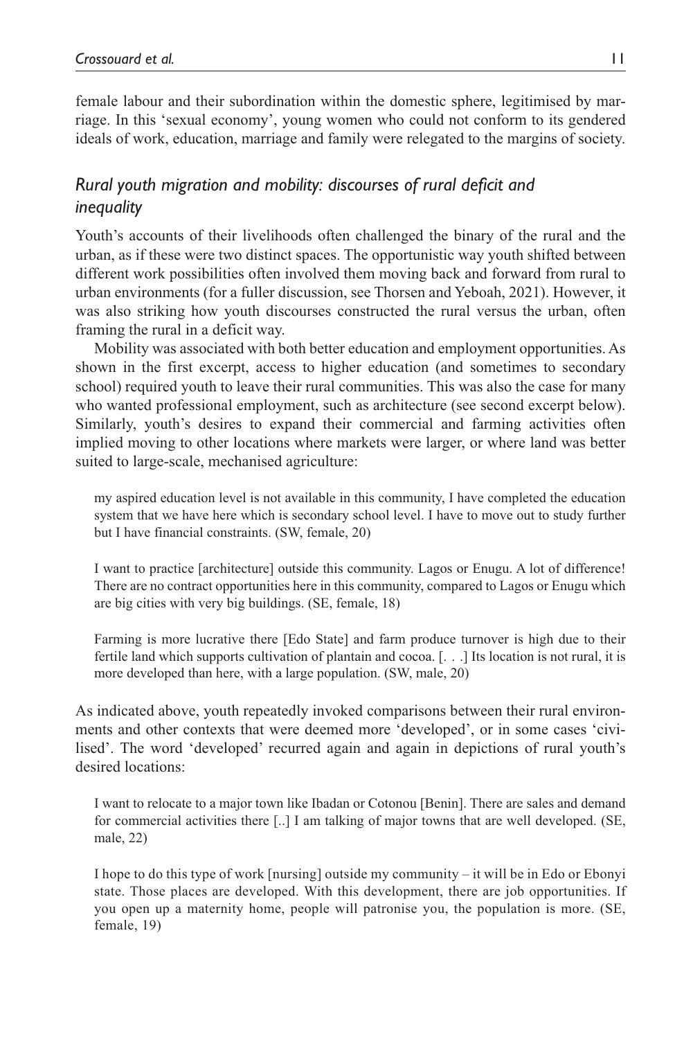female labour and their subordination within the domestic sphere, legitimised by marriage. In this 'sexual economy', young women who could not conform to its gendered ideals of work, education, marriage and family were relegated to the margins of society.

### *Rural youth migration and mobility: discourses of rural deficit and inequality*

Youth's accounts of their livelihoods often challenged the binary of the rural and the urban, as if these were two distinct spaces. The opportunistic way youth shifted between different work possibilities often involved them moving back and forward from rural to urban environments (for a fuller discussion, see Thorsen and Yeboah, 2021). However, it was also striking how youth discourses constructed the rural versus the urban, often framing the rural in a deficit way.

Mobility was associated with both better education and employment opportunities. As shown in the first excerpt, access to higher education (and sometimes to secondary school) required youth to leave their rural communities. This was also the case for many who wanted professional employment, such as architecture (see second excerpt below). Similarly, youth's desires to expand their commercial and farming activities often implied moving to other locations where markets were larger, or where land was better suited to large-scale, mechanised agriculture:

> my aspired education level is not available in this community, I have completed the education system that we have here which is secondary school level. I have to move out to study further but I have financial constraints. (SW, female, 20)

> I want to practice [architecture] outside this community. Lagos or Enugu. A lot of difference! There are no contract opportunities here in this community, compared to Lagos or Enugu which are big cities with very big buildings. (SE, female, 18)

> Farming is more lucrative there [Edo State] and farm produce turnover is high due to their fertile land which supports cultivation of plantain and cocoa. [. . .] Its location is not rural, it is more developed than here, with a large population. (SW, male, 20)

As indicated above, youth repeatedly invoked comparisons between their rural environments and other contexts that were deemed more 'developed', or in some cases 'civilised'. The word 'developed' recurred again and again in depictions of rural youth's desired locations:

> I want to relocate to a major town like Ibadan or Cotonou [Benin]. There are sales and demand for commercial activities there [..] I am talking of major towns that are well developed. (SE, male, 22)

> I hope to do this type of work [nursing] outside my community – it will be in Edo or Ebonyi state. Those places are developed. With this development, there are job opportunities. If you open up a maternity home, people will patronise you, the population is more. (SE, female, 19)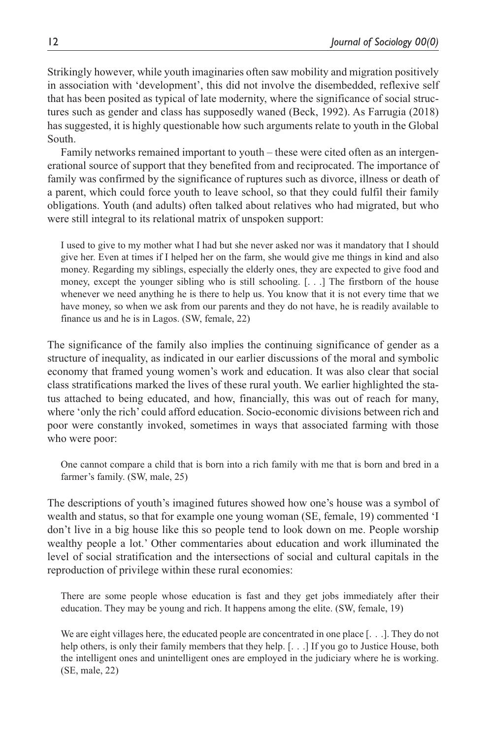Strikingly however, while youth imaginaries often saw mobility and migration positively in association with 'development', this did not involve the disembedded, reflexive self that has been posited as typical of late modernity, where the significance of social structures such as gender and class has supposedly waned (Beck, 1992). As Farrugia (2018) has suggested, it is highly questionable how such arguments relate to youth in the Global South.

Family networks remained important to youth – these were cited often as an intergenerational source of support that they benefited from and reciprocated. The importance of family was confirmed by the significance of ruptures such as divorce, illness or death of a parent, which could force youth to leave school, so that they could fulfil their family obligations. Youth (and adults) often talked about relatives who had migrated, but who were still integral to its relational matrix of unspoken support:

> I used to give to my mother what I had but she never asked nor was it mandatory that I should give her. Even at times if I helped her on the farm, she would give me things in kind and also money. Regarding my siblings, especially the elderly ones, they are expected to give food and money, except the younger sibling who is still schooling. [. . .] The firstborn of the house whenever we need anything he is there to help us. You know that it is not every time that we have money, so when we ask from our parents and they do not have, he is readily available to finance us and he is in Lagos. (SW, female, 22)

The significance of the family also implies the continuing significance of gender as a structure of inequality, as indicated in our earlier discussions of the moral and symbolic economy that framed young women's work and education. It was also clear that social class stratifications marked the lives of these rural youth. We earlier highlighted the status attached to being educated, and how, financially, this was out of reach for many, where 'only the rich' could afford education. Socio-economic divisions between rich and poor were constantly invoked, sometimes in ways that associated farming with those who were poor:

> One cannot compare a child that is born into a rich family with me that is born and bred in a farmer's family. (SW, male, 25)

The descriptions of youth's imagined futures showed how one's house was a symbol of wealth and status, so that for example one young woman (SE, female, 19) commented 'I don't live in a big house like this so people tend to look down on me. People worship wealthy people a lot.' Other commentaries about education and work illuminated the level of social stratification and the intersections of social and cultural capitals in the reproduction of privilege within these rural economies:

> There are some people whose education is fast and they get jobs immediately after their education. They may be young and rich. It happens among the elite. (SW, female, 19)

> We are eight villages here, the educated people are concentrated in one place [. . .]. They do not help others, is only their family members that they help. [. . .] If you go to Justice House, both the intelligent ones and unintelligent ones are employed in the judiciary where he is working. (SE, male, 22)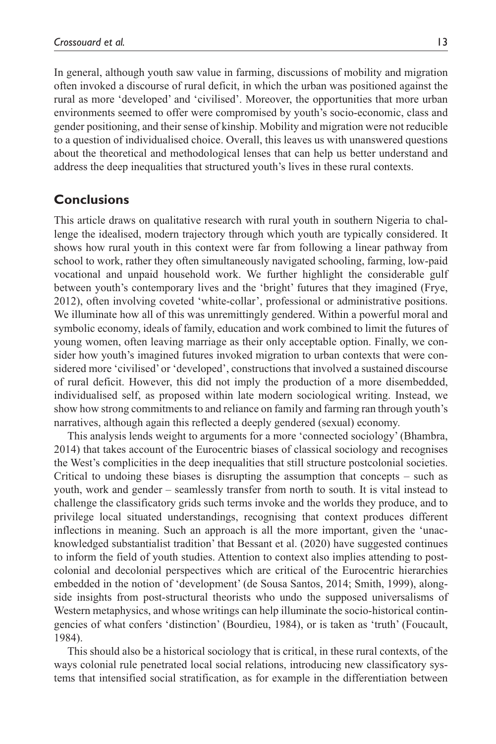In general, although youth saw value in farming, discussions of mobility and migration often invoked a discourse of rural deficit, in which the urban was positioned against the rural as more 'developed' and 'civilised'. Moreover, the opportunities that more urban environments seemed to offer were compromised by youth's socio-economic, class and gender positioning, and their sense of kinship. Mobility and migration were not reducible to a question of individualised choice. Overall, this leaves us with unanswered questions about the theoretical and methodological lenses that can help us better understand and address the deep inequalities that structured youth's lives in these rural contexts.

## Conclusions

This article draws on qualitative research with rural youth in southern Nigeria to challenge the idealised, modern trajectory through which youth are typically considered. It shows how rural youth in this context were far from following a linear pathway from school to work, rather they often simultaneously navigated schooling, farming, low-paid vocational and unpaid household work. We further highlight the considerable gulf between youth's contemporary lives and the 'bright' futures that they imagined (Frye, 2012), often involving coveted 'white-collar', professional or administrative positions. We illuminate how all of this was unremittingly gendered. Within a powerful moral and symbolic economy, ideals of family, education and work combined to limit the futures of young women, often leaving marriage as their only acceptable option. Finally, we consider how youth's imagined futures invoked migration to urban contexts that were considered more 'civilised' or 'developed', constructions that involved a sustained discourse of rural deficit. However, this did not imply the production of a more disembedded, individualised self, as proposed within late modern sociological writing. Instead, we show how strong commitments to and reliance on family and farming ran through youth's narratives, although again this reflected a deeply gendered (sexual) economy.

This analysis lends weight to arguments for a more 'connected sociology' (Bhambra, 2014) that takes account of the Eurocentric biases of classical sociology and recognises the West's complicities in the deep inequalities that still structure postcolonial societies. Critical to undoing these biases is disrupting the assumption that concepts – such as youth, work and gender – seamlessly transfer from north to south. It is vital instead to challenge the classificatory grids such terms invoke and the worlds they produce, and to privilege local situated understandings, recognising that context produces different inflections in meaning. Such an approach is all the more important, given the 'unacknowledged substantialist tradition' that Bessant et al. (2020) have suggested continues to inform the field of youth studies. Attention to context also implies attending to postcolonial and decolonial perspectives which are critical of the Eurocentric hierarchies embedded in the notion of 'development' (de Sousa Santos, 2014; Smith, 1999), alongside insights from post-structural theorists who undo the supposed universalisms of Western metaphysics, and whose writings can help illuminate the socio-historical contingencies of what confers 'distinction' (Bourdieu, 1984), or is taken as 'truth' (Foucault, 1984).

This should also be a historical sociology that is critical, in these rural contexts, of the ways colonial rule penetrated local social relations, introducing new classificatory systems that intensified social stratification, as for example in the differentiation between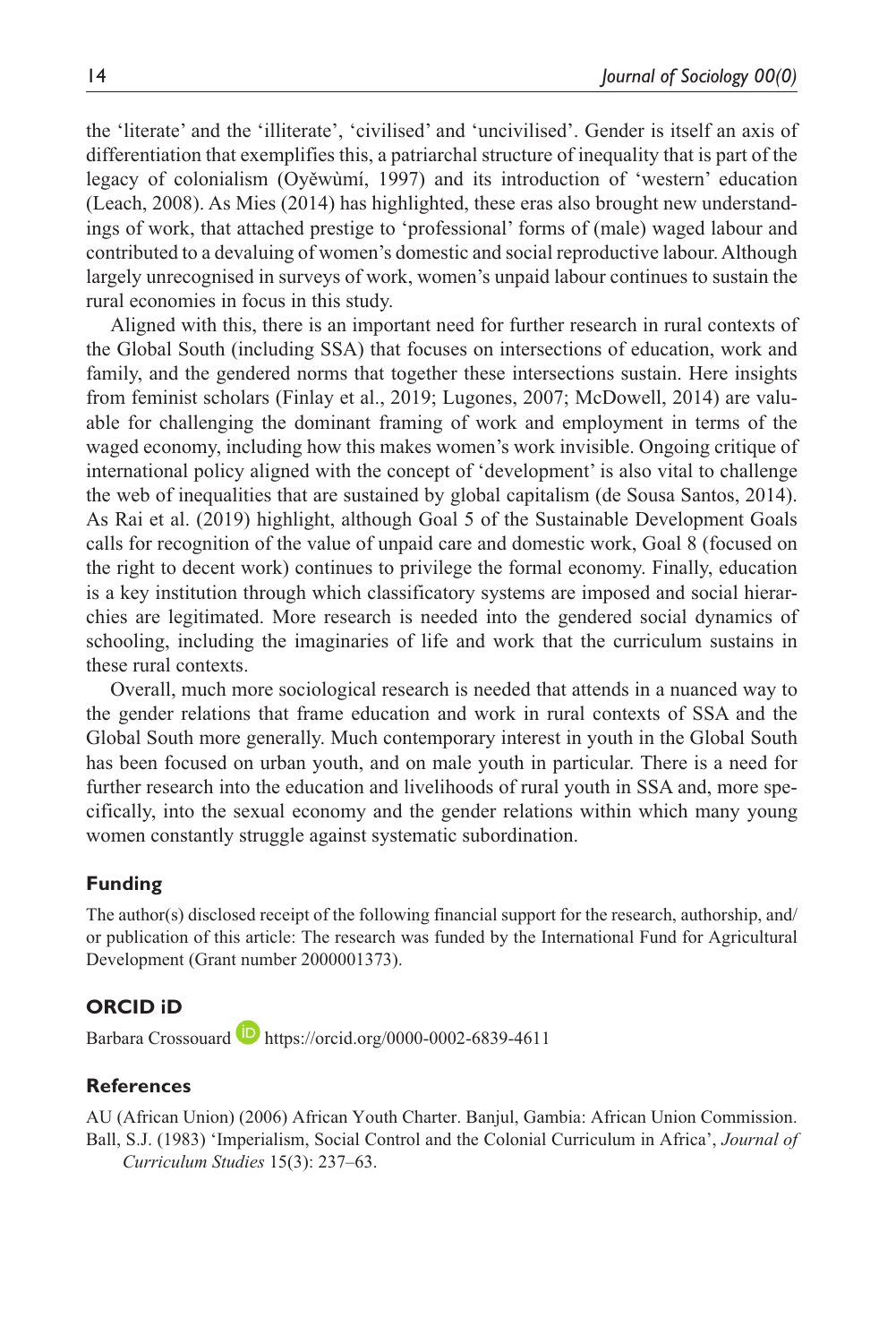the 'literate' and the 'illiterate', 'civilised' and 'uncivilised'. Gender is itself an axis of differentiation that exemplifies this, a patriarchal structure of inequality that is part of the legacy of colonialism (Oyěwùmí, 1997) and its introduction of 'western' education (Leach, 2008). As Mies (2014) has highlighted, these eras also brought new understandings of work, that attached prestige to 'professional' forms of (male) waged labour and contributed to a devaluing of women's domestic and social reproductive labour. Although largely unrecognised in surveys of work, women's unpaid labour continues to sustain the rural economies in focus in this study.

Aligned with this, there is an important need for further research in rural contexts of the Global South (including SSA) that focuses on intersections of education, work and family, and the gendered norms that together these intersections sustain. Here insights from feminist scholars (Finlay et al., 2019; Lugones, 2007; McDowell, 2014) are valuable for challenging the dominant framing of work and employment in terms of the waged economy, including how this makes women's work invisible. Ongoing critique of international policy aligned with the concept of 'development' is also vital to challenge the web of inequalities that are sustained by global capitalism (de Sousa Santos, 2014). As Rai et al. (2019) highlight, although Goal 5 of the Sustainable Development Goals calls for recognition of the value of unpaid care and domestic work, Goal 8 (focused on the right to decent work) continues to privilege the formal economy. Finally, education is a key institution through which classificatory systems are imposed and social hierarchies are legitimated. More research is needed into the gendered social dynamics of schooling, including the imaginaries of life and work that the curriculum sustains in these rural contexts.

Overall, much more sociological research is needed that attends in a nuanced way to the gender relations that frame education and work in rural contexts of SSA and the Global South more generally. Much contemporary interest in youth in the Global South has been focused on urban youth, and on male youth in particular. There is a need for further research into the education and livelihoods of rural youth in SSA and, more specifically, into the sexual economy and the gender relations within which many young women constantly struggle against systematic subordination.

## Funding

The author(s) disclosed receipt of the following financial support for the research, authorship, and/or publication of this article: The research was funded by the International Fund for Agricultural Development (Grant number 2000001373).

## ORCID iD

Barbara Crossouard https://orcid.org/0000-0002-6839-4611

## References

AU (African Union) (2006) African Youth Charter. Banjul, Gambia: African Union Commission.

Ball, S.J. (1983) 'Imperialism, Social Control and the Colonial Curriculum in Africa', *Journal of Curriculum Studies* 15(3): 237–63.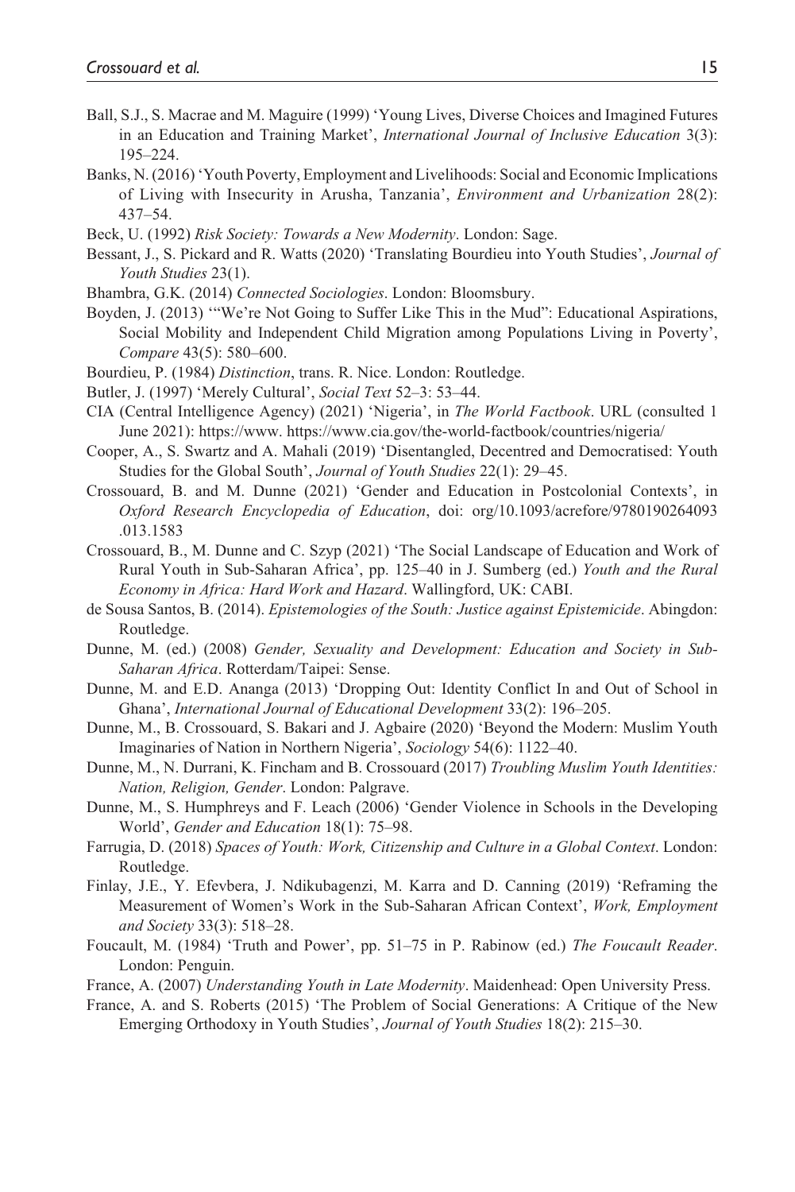Ball, S.J., S. Macrae and M. Maguire (1999) 'Young Lives, Diverse Choices and Imagined Futures in an Education and Training Market', *International Journal of Inclusive Education* 3(3): 195–224.

Banks, N. (2016) 'Youth Poverty, Employment and Livelihoods: Social and Economic Implications of Living with Insecurity in Arusha, Tanzania', *Environment and Urbanization* 28(2): 437–54.

Beck, U. (1992) *Risk Society: Towards a New Modernity*. London: Sage.

Bessant, J., S. Pickard and R. Watts (2020) 'Translating Bourdieu into Youth Studies', *Journal of Youth Studies* 23(1).

Bhambra, G.K. (2014) *Connected Sociologies*. London: Bloomsbury.

Boyden, J. (2013) '"We're Not Going to Suffer Like This in the Mud": Educational Aspirations, Social Mobility and Independent Child Migration among Populations Living in Poverty', *Compare* 43(5): 580–600.

Bourdieu, P. (1984) *Distinction*, trans. R. Nice. London: Routledge.

Butler, J. (1997) 'Merely Cultural', *Social Text* 52–3: 53–44.

CIA (Central Intelligence Agency) (2021) 'Nigeria', in *The World Factbook*. URL (consulted 1 June 2021): https://www. https://www.cia.gov/the-world-factbook/countries/nigeria/

Cooper, A., S. Swartz and A. Mahali (2019) 'Disentangled, Decentred and Democratised: Youth Studies for the Global South', *Journal of Youth Studies* 22(1): 29–45.

Crossouard, B. and M. Dunne (2021) 'Gender and Education in Postcolonial Contexts', in *Oxford Research Encyclopedia of Education*, doi: org/10.1093/acrefore/9780190264093.013.1583

Crossouard, B., M. Dunne and C. Szyp (2021) 'The Social Landscape of Education and Work of Rural Youth in Sub-Saharan Africa', pp. 125–40 in J. Sumberg (ed.) *Youth and the Rural Economy in Africa: Hard Work and Hazard*. Wallingford, UK: CABI.

de Sousa Santos, B. (2014). *Epistemologies of the South: Justice against Epistemicide*. Abingdon: Routledge.

Dunne, M. (ed.) (2008) *Gender, Sexuality and Development: Education and Society in Sub-Saharan Africa*. Rotterdam/Taipei: Sense.

Dunne, M. and E.D. Ananga (2013) 'Dropping Out: Identity Conflict In and Out of School in Ghana', *International Journal of Educational Development* 33(2): 196–205.

Dunne, M., B. Crossouard, S. Bakari and J. Agbaire (2020) 'Beyond the Modern: Muslim Youth Imaginaries of Nation in Northern Nigeria', *Sociology* 54(6): 1122–40.

Dunne, M., N. Durrani, K. Fincham and B. Crossouard (2017) *Troubling Muslim Youth Identities: Nation, Religion, Gender*. London: Palgrave.

Dunne, M., S. Humphreys and F. Leach (2006) 'Gender Violence in Schools in the Developing World', *Gender and Education* 18(1): 75–98.

Farrugia, D. (2018) *Spaces of Youth: Work, Citizenship and Culture in a Global Context*. London: Routledge.

Finlay, J.E., Y. Efevbera, J. Ndikubagenzi, M. Karra and D. Canning (2019) 'Reframing the Measurement of Women's Work in the Sub-Saharan African Context', *Work, Employment and Society* 33(3): 518–28.

Foucault, M. (1984) 'Truth and Power', pp. 51–75 in P. Rabinow (ed.) *The Foucault Reader*. London: Penguin.

France, A. (2007) *Understanding Youth in Late Modernity*. Maidenhead: Open University Press.

France, A. and S. Roberts (2015) 'The Problem of Social Generations: A Critique of the New Emerging Orthodoxy in Youth Studies', *Journal of Youth Studies* 18(2): 215–30.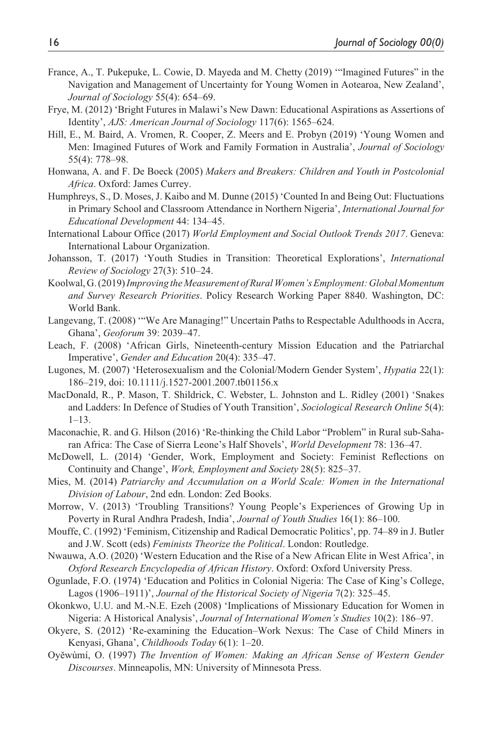France, A., T. Pukepuke, L. Cowie, D. Mayeda and M. Chetty (2019) '"Imagined Futures" in the Navigation and Management of Uncertainty for Young Women in Aotearoa, New Zealand', *Journal of Sociology* 55(4): 654–69.

Frye, M. (2012) 'Bright Futures in Malawi's New Dawn: Educational Aspirations as Assertions of Identity', *AJS: American Journal of Sociology* 117(6): 1565–624.

Hill, E., M. Baird, A. Vromen, R. Cooper, Z. Meers and E. Probyn (2019) 'Young Women and Men: Imagined Futures of Work and Family Formation in Australia', *Journal of Sociology* 55(4): 778–98.

Honwana, A. and F. De Boeck (2005) *Makers and Breakers: Children and Youth in Postcolonial Africa*. Oxford: James Currey.

Humphreys, S., D. Moses, J. Kaibo and M. Dunne (2015) 'Counted In and Being Out: Fluctuations in Primary School and Classroom Attendance in Northern Nigeria', *International Journal for Educational Development* 44: 134–45.

International Labour Office (2017) *World Employment and Social Outlook Trends 2017*. Geneva: International Labour Organization.

Johansson, T. (2017) 'Youth Studies in Transition: Theoretical Explorations', *International Review of Sociology* 27(3): 510–24.

Koolwal, G. (2019) *Improving the Measurement of Rural Women's Employment: Global Momentum and Survey Research Priorities*. Policy Research Working Paper 8840. Washington, DC: World Bank.

Langevang, T. (2008) '"We Are Managing!" Uncertain Paths to Respectable Adulthoods in Accra, Ghana', *Geoforum* 39: 2039–47.

Leach, F. (2008) 'African Girls, Nineteenth-century Mission Education and the Patriarchal Imperative', *Gender and Education* 20(4): 335–47.

Lugones, M. (2007) 'Heterosexualism and the Colonial/Modern Gender System', *Hypatia* 22(1): 186–219, doi: 10.1111/j.1527-2001.2007.tb01156.x

MacDonald, R., P. Mason, T. Shildrick, C. Webster, L. Johnston and L. Ridley (2001) 'Snakes and Ladders: In Defence of Studies of Youth Transition', *Sociological Research Online* 5(4): 1–13.

Maconachie, R. and G. Hilson (2016) 'Re-thinking the Child Labor "Problem" in Rural sub-Saharan Africa: The Case of Sierra Leone's Half Shovels', *World Development* 78: 136–47.

McDowell, L. (2014) 'Gender, Work, Employment and Society: Feminist Reflections on Continuity and Change', *Work, Employment and Society* 28(5): 825–37.

Mies, M. (2014) *Patriarchy and Accumulation on a World Scale: Women in the International Division of Labour*, 2nd edn. London: Zed Books.

Morrow, V. (2013) 'Troubling Transitions? Young People's Experiences of Growing Up in Poverty in Rural Andhra Pradesh, India', *Journal of Youth Studies* 16(1): 86–100.

Mouffe, C. (1992) 'Feminism, Citizenship and Radical Democratic Politics', pp. 74–89 in J. Butler and J.W. Scott (eds) *Feminists Theorize the Political*. London: Routledge.

Nwauwa, A.O. (2020) 'Western Education and the Rise of a New African Elite in West Africa', in *Oxford Research Encyclopedia of African History*. Oxford: Oxford University Press.

Ogunlade, F.O. (1974) 'Education and Politics in Colonial Nigeria: The Case of King's College, Lagos (1906–1911)', *Journal of the Historical Society of Nigeria* 7(2): 325–45.

Okonkwo, U.U. and M.-N.E. Ezeh (2008) 'Implications of Missionary Education for Women in Nigeria: A Historical Analysis', *Journal of International Women's Studies* 10(2): 186–97.

Okyere, S. (2012) 'Re-examining the Education–Work Nexus: The Case of Child Miners in Kenyasi, Ghana', *Childhoods Today* 6(1): 1–20.

Oyěwùmí, O. (1997) *The Invention of Women: Making an African Sense of Western Gender Discourses*. Minneapolis, MN: University of Minnesota Press.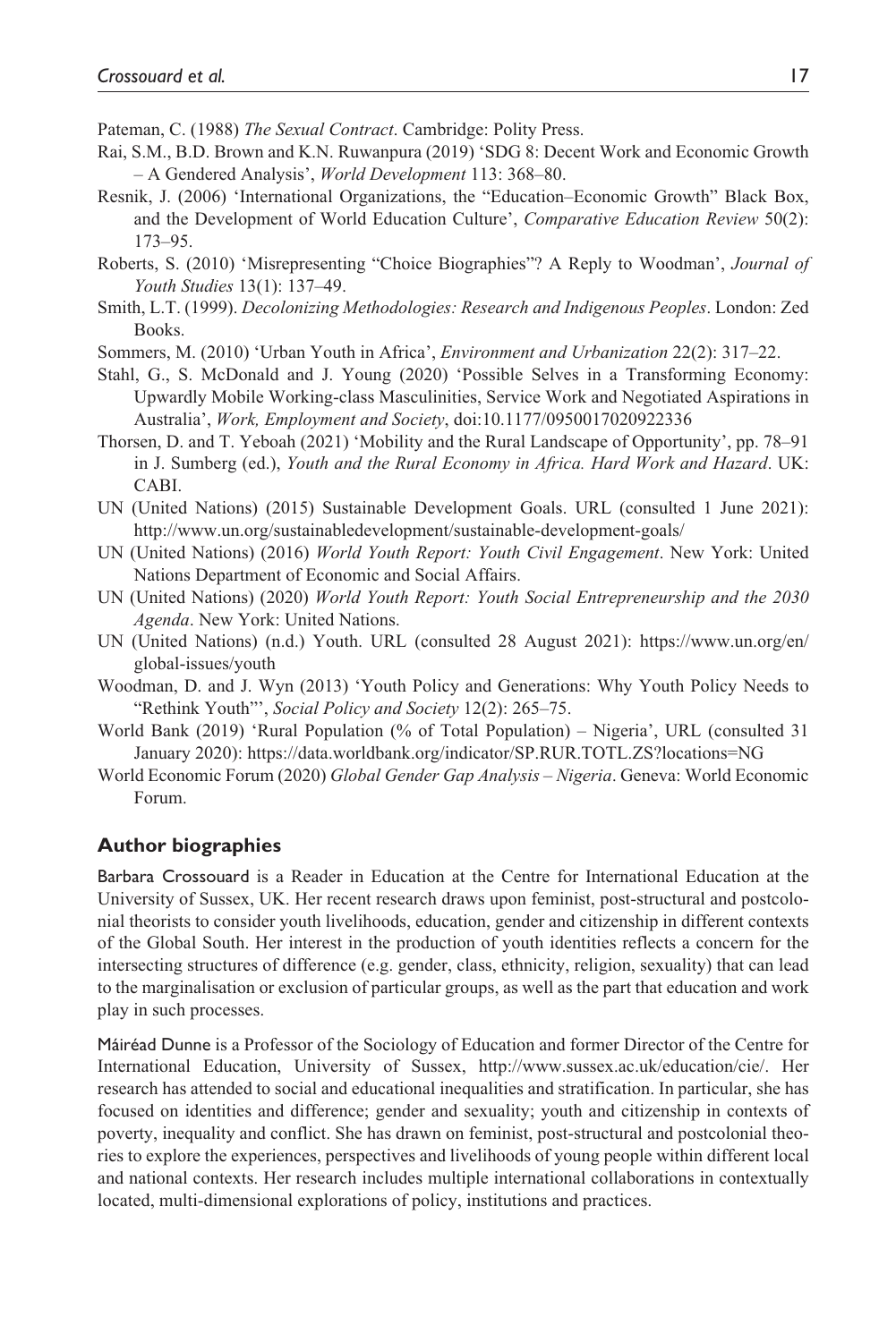Pateman, C. (1988) *The Sexual Contract*. Cambridge: Polity Press.

Rai, S.M., B.D. Brown and K.N. Ruwanpura (2019) 'SDG 8: Decent Work and Economic Growth – A Gendered Analysis', *World Development* 113: 368–80.

Resnik, J. (2006) 'International Organizations, the "Education–Economic Growth" Black Box, and the Development of World Education Culture', *Comparative Education Review* 50(2): 173–95.

Roberts, S. (2010) 'Misrepresenting "Choice Biographies"? A Reply to Woodman', *Journal of Youth Studies* 13(1): 137–49.

Smith, L.T. (1999). *Decolonizing Methodologies: Research and Indigenous Peoples*. London: Zed Books.

Sommers, M. (2010) 'Urban Youth in Africa', *Environment and Urbanization* 22(2): 317–22.

Stahl, G., S. McDonald and J. Young (2020) 'Possible Selves in a Transforming Economy: Upwardly Mobile Working-class Masculinities, Service Work and Negotiated Aspirations in Australia', *Work, Employment and Society*, doi:10.1177/0950017020922336

Thorsen, D. and T. Yeboah (2021) 'Mobility and the Rural Landscape of Opportunity', pp. 78–91 in J. Sumberg (ed.), *Youth and the Rural Economy in Africa. Hard Work and Hazard*. UK: CABI.

UN (United Nations) (2015) Sustainable Development Goals. URL (consulted 1 June 2021): http://www.un.org/sustainabledevelopment/sustainable-development-goals/

UN (United Nations) (2016) *World Youth Report: Youth Civil Engagement*. New York: United Nations Department of Economic and Social Affairs.

UN (United Nations) (2020) *World Youth Report: Youth Social Entrepreneurship and the 2030 Agenda*. New York: United Nations.

UN (United Nations) (n.d.) Youth. URL (consulted 28 August 2021): https://www.un.org/en/global-issues/youth

Woodman, D. and J. Wyn (2013) 'Youth Policy and Generations: Why Youth Policy Needs to "Rethink Youth"', *Social Policy and Society* 12(2): 265–75.

World Bank (2019) 'Rural Population (% of Total Population) – Nigeria', URL (consulted 31 January 2020): https://data.worldbank.org/indicator/SP.RUR.TOTL.ZS?locations=NG

World Economic Forum (2020) *Global Gender Gap Analysis – Nigeria*. Geneva: World Economic Forum.

## Author biographies

Barbara Crossouard is a Reader in Education at the Centre for International Education at the University of Sussex, UK. Her recent research draws upon feminist, post-structural and postcolonial theorists to consider youth livelihoods, education, gender and citizenship in different contexts of the Global South. Her interest in the production of youth identities reflects a concern for the intersecting structures of difference (e.g. gender, class, ethnicity, religion, sexuality) that can lead to the marginalisation or exclusion of particular groups, as well as the part that education and work play in such processes.

Máiréad Dunne is a Professor of the Sociology of Education and former Director of the Centre for International Education, University of Sussex, http://www.sussex.ac.uk/education/cie/. Her research has attended to social and educational inequalities and stratification. In particular, she has focused on identities and difference; gender and sexuality; youth and citizenship in contexts of poverty, inequality and conflict. She has drawn on feminist, post-structural and postcolonial theories to explore the experiences, perspectives and livelihoods of young people within different local and national contexts. Her research includes multiple international collaborations in contextually located, multi-dimensional explorations of policy, institutions and practices.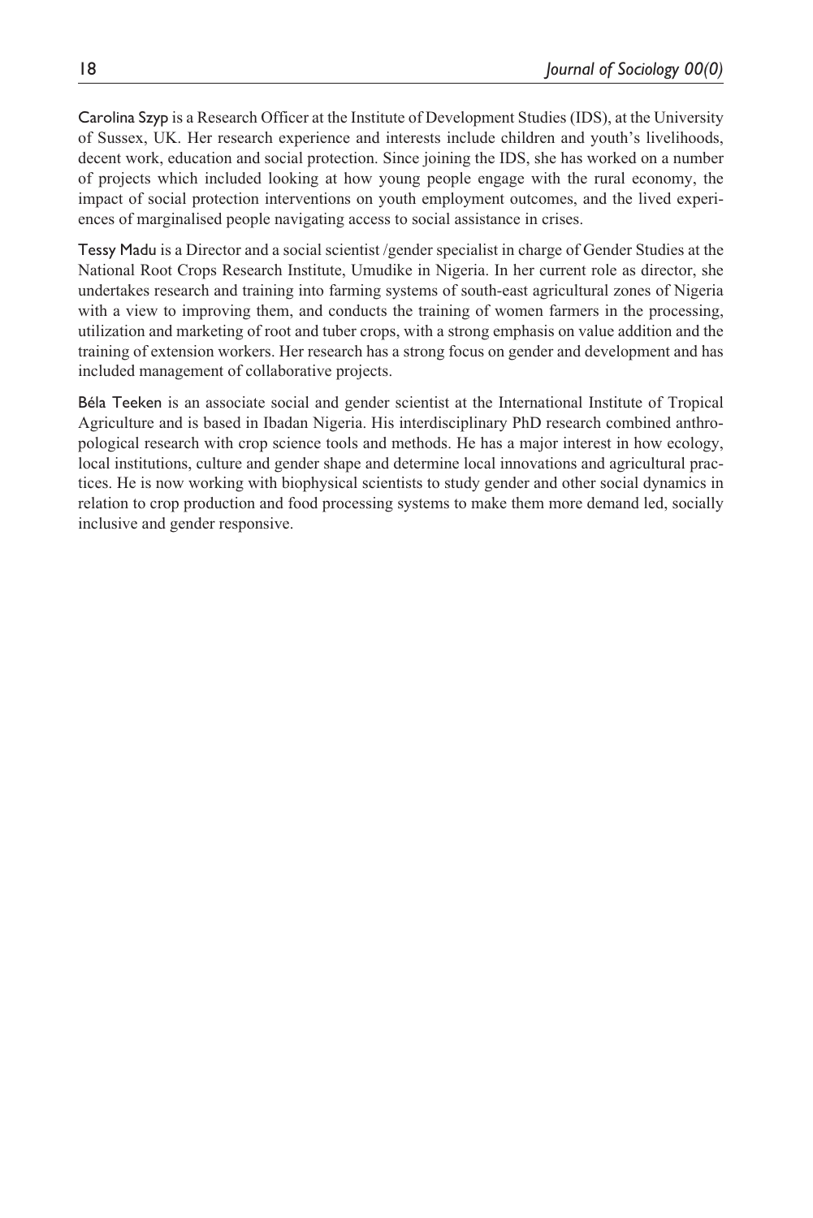Carolina Szyp is a Research Officer at the Institute of Development Studies (IDS), at the University of Sussex, UK. Her research experience and interests include children and youth's livelihoods, decent work, education and social protection. Since joining the IDS, she has worked on a number of projects which included looking at how young people engage with the rural economy, the impact of social protection interventions on youth employment outcomes, and the lived experiences of marginalised people navigating access to social assistance in crises.

Tessy Madu is a Director and a social scientist /gender specialist in charge of Gender Studies at the National Root Crops Research Institute, Umudike in Nigeria. In her current role as director, she undertakes research and training into farming systems of south-east agricultural zones of Nigeria with a view to improving them, and conducts the training of women farmers in the processing, utilization and marketing of root and tuber crops, with a strong emphasis on value addition and the training of extension workers. Her research has a strong focus on gender and development and has included management of collaborative projects.

Béla Teeken is an associate social and gender scientist at the International Institute of Tropical Agriculture and is based in Ibadan Nigeria. His interdisciplinary PhD research combined anthropological research with crop science tools and methods. He has a major interest in how ecology, local institutions, culture and gender shape and determine local innovations and agricultural practices. He is now working with biophysical scientists to study gender and other social dynamics in relation to crop production and food processing systems to make them more demand led, socially inclusive and gender responsive.